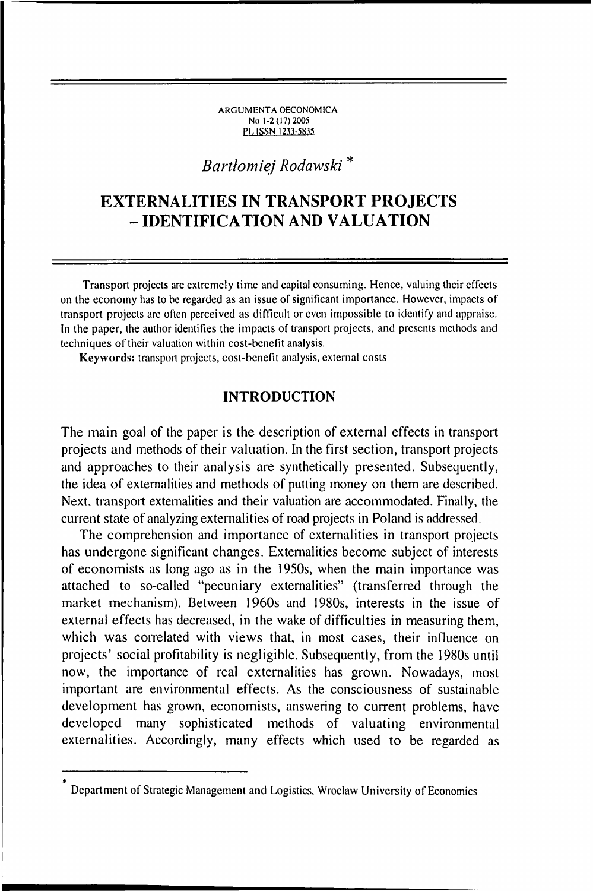ARGUMENTA OECONOMICA
No 1-2 (17) 2005
PL ISSN 1233-5835

*Bartłomiej Rodawski* *

# EXTERNALITIES IN TRANSPORT PROJECTS – IDENTIFICATION AND VALUATION

Transport projects are extremely time and capital consuming. Hence, valuing their effects on the economy has to be regarded as an issue of significant importance. However, impacts of transport projects are often perceived as difficult or even impossible to identify and appraise. In the paper, the author identifies the impacts of transport projects, and presents methods and techniques of their valuation within cost-benefit analysis.

**Keywords:** transport projects, cost-benefit analysis, external costs

## INTRODUCTION

The main goal of the paper is the description of external effects in transport projects and methods of their valuation. In the first section, transport projects and approaches to their analysis are synthetically presented. Subsequently, the idea of externalities and methods of putting money on them are described. Next, transport externalities and their valuation are accommodated. Finally, the current state of analyzing externalities of road projects in Poland is addressed.

The comprehension and importance of externalities in transport projects has undergone significant changes. Externalities become subject of interests of economists as long ago as in the 1950s, when the main importance was attached to so-called "pecuniary externalities" (transferred through the market mechanism). Between 1960s and 1980s, interests in the issue of external effects has decreased, in the wake of difficulties in measuring them, which was correlated with views that, in most cases, their influence on projects' social profitability is negligible. Subsequently, from the 1980s until now, the importance of real externalities has grown. Nowadays, most important are environmental effects. As the consciousness of sustainable development has grown, economists, answering to current problems, have developed many sophisticated methods of valuating environmental externalities. Accordingly, many effects which used to be regarded as

* Department of Strategic Management and Logistics, Wroclaw University of Economics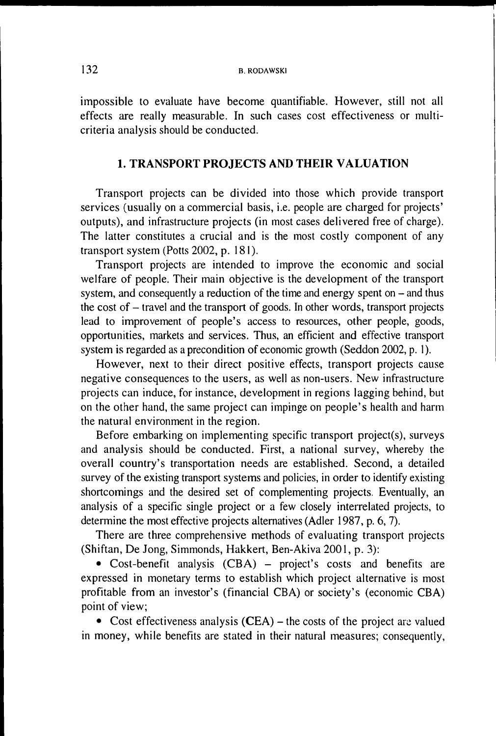impossible to evaluate have become quantifiable. However, still not all effects are really measurable. In such cases cost effectiveness or multi-criteria analysis should be conducted.

## 1. TRANSPORT PROJECTS AND THEIR VALUATION

Transport projects can be divided into those which provide transport services (usually on a commercial basis, i.e. people are charged for projects' outputs), and infrastructure projects (in most cases delivered free of charge). The latter constitutes a crucial and is the most costly component of any transport system (Potts 2002, p. 181).

Transport projects are intended to improve the economic and social welfare of people. Their main objective is the development of the transport system, and consequently a reduction of the time and energy spent on – and thus the cost of – travel and the transport of goods. In other words, transport projects lead to improvement of people's access to resources, other people, goods, opportunities, markets and services. Thus, an efficient and effective transport system is regarded as a precondition of economic growth (Seddon 2002, p. 1).

However, next to their direct positive effects, transport projects cause negative consequences to the users, as well as non-users. New infrastructure projects can induce, for instance, development in regions lagging behind, but on the other hand, the same project can impinge on people's health and harm the natural environment in the region.

Before embarking on implementing specific transport project(s), surveys and analysis should be conducted. First, a national survey, whereby the overall country's transportation needs are established. Second, a detailed survey of the existing transport systems and policies, in order to identify existing shortcomings and the desired set of complementing projects. Eventually, an analysis of a specific single project or a few closely interrelated projects, to determine the most effective projects alternatives (Adler 1987, p. 6, 7).

There are three comprehensive methods of evaluating transport projects (Shiftan, De Jong, Simmonds, Hakkert, Ben-Akiva 2001, p. 3):

- Cost-benefit analysis (CBA) – project's costs and benefits are expressed in monetary terms to establish which project alternative is most profitable from an investor's (financial CBA) or society's (economic CBA) point of view;
- Cost effectiveness analysis (CEA) – the costs of the project are valued in money, while benefits are stated in their natural measures; consequently,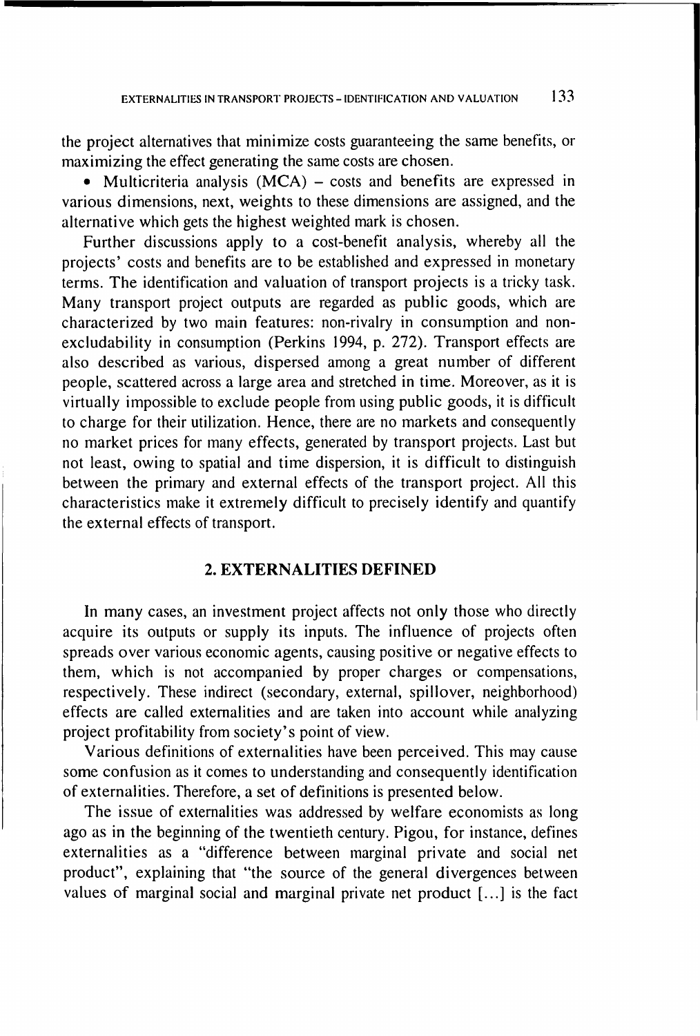the project alternatives that minimize costs guaranteeing the same benefits, or maximizing the effect generating the same costs are chosen.

- Multicriteria analysis (MCA) – costs and benefits are expressed in various dimensions, next, weights to these dimensions are assigned, and the alternative which gets the highest weighted mark is chosen.

Further discussions apply to a cost-benefit analysis, whereby all the projects' costs and benefits are to be established and expressed in monetary terms. The identification and valuation of transport projects is a tricky task. Many transport project outputs are regarded as public goods, which are characterized by two main features: non-rivalry in consumption and non-excludability in consumption (Perkins 1994, p. 272). Transport effects are also described as various, dispersed among a great number of different people, scattered across a large area and stretched in time. Moreover, as it is virtually impossible to exclude people from using public goods, it is difficult to charge for their utilization. Hence, there are no markets and consequently no market prices for many effects, generated by transport projects. Last but not least, owing to spatial and time dispersion, it is difficult to distinguish between the primary and external effects of the transport project. All this characteristics make it extremely difficult to precisely identify and quantify the external effects of transport.

## 2. EXTERNALITIES DEFINED

In many cases, an investment project affects not only those who directly acquire its outputs or supply its inputs. The influence of projects often spreads over various economic agents, causing positive or negative effects to them, which is not accompanied by proper charges or compensations, respectively. These indirect (secondary, external, spillover, neighborhood) effects are called externalities and are taken into account while analyzing project profitability from society's point of view.

Various definitions of externalities have been perceived. This may cause some confusion as it comes to understanding and consequently identification of externalities. Therefore, a set of definitions is presented below.

The issue of externalities was addressed by welfare economists as long ago as in the beginning of the twentieth century. Pigou, for instance, defines externalities as a "difference between marginal private and social net product", explaining that "the source of the general divergences between values of marginal social and marginal private net product [...] is the fact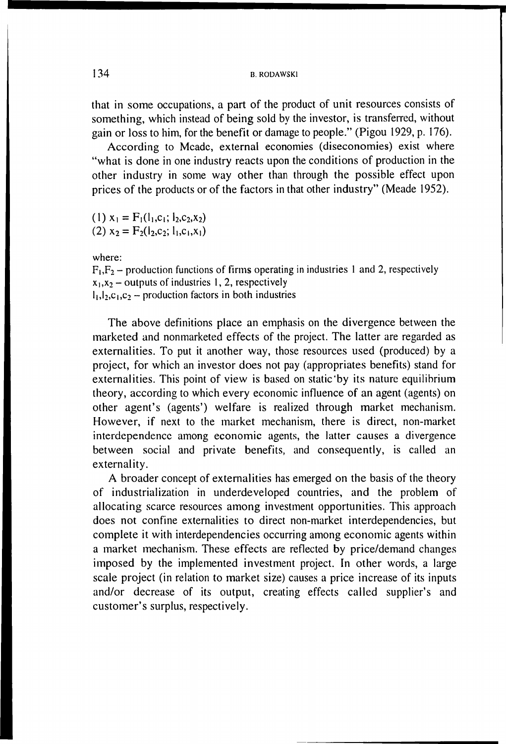that in some occupations, a part of the product of unit resources consists of something, which instead of being sold by the investor, is transferred, without gain or loss to him, for the benefit or damage to people." (Pigou 1929, p. 176).

According to Meade, external economies (diseconomies) exist where "what is done in one industry reacts upon the conditions of production in the other industry in some way other than through the possible effect upon prices of the products or of the factors in that other industry" (Meade 1952).

$$(1)\ x_1 = F_1(l_1, c_1;\ l_2, c_2, x_2)$$
$$(2)\ x_2 = F_2(l_2, c_2;\ l_1, c_1, x_1)$$

where:
$F_1, F_2$ – production functions of firms operating in industries 1 and 2, respectively
$x_1, x_2$ – outputs of industries 1, 2, respectively
$l_1, l_2, c_1, c_2$ – production factors in both industries

The above definitions place an emphasis on the divergence between the marketed and nonmarketed effects of the project. The latter are regarded as externalities. To put it another way, those resources used (produced) by a project, for which an investor does not pay (appropriates benefits) stand for externalities. This point of view is based on static by its nature equilibrium theory, according to which every economic influence of an agent (agents) on other agent's (agents') welfare is realized through market mechanism. However, if next to the market mechanism, there is direct, non-market interdependence among economic agents, the latter causes a divergence between social and private benefits, and consequently, is called an externality.

A broader concept of externalities has emerged on the basis of the theory of industrialization in underdeveloped countries, and the problem of allocating scarce resources among investment opportunities. This approach does not confine externalities to direct non-market interdependencies, but complete it with interdependencies occurring among economic agents within a market mechanism. These effects are reflected by price/demand changes imposed by the implemented investment project. In other words, a large scale project (in relation to market size) causes a price increase of its inputs and/or decrease of its output, creating effects called supplier's and customer's surplus, respectively.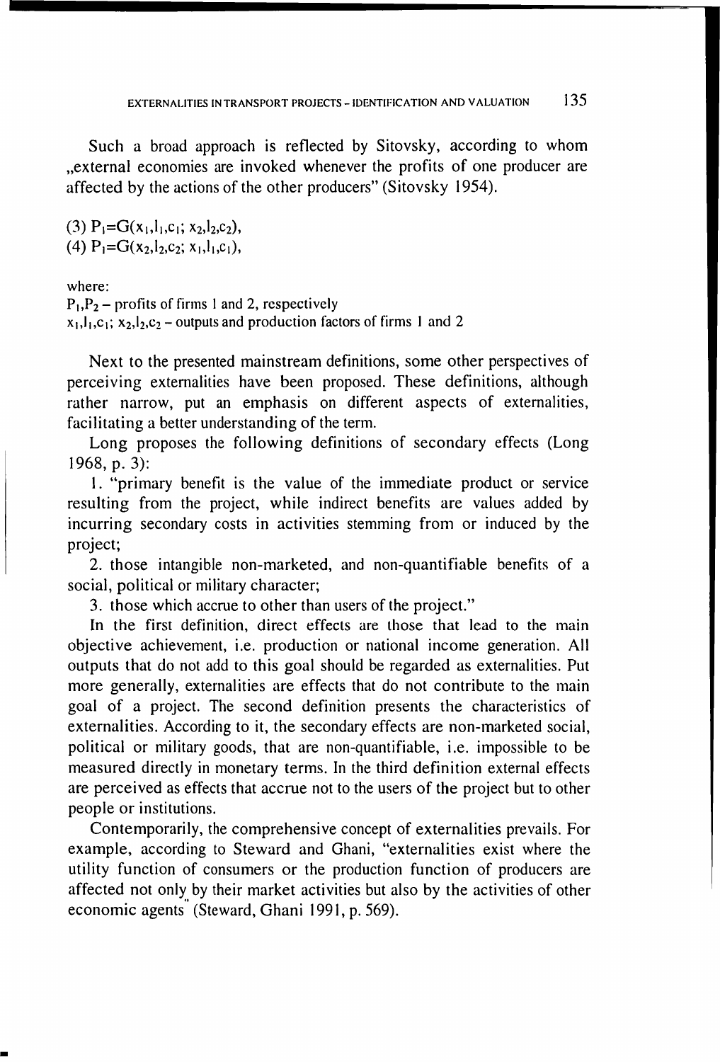Such a broad approach is reflected by Sitovsky, according to whom „external economies are invoked whenever the profits of one producer are affected by the actions of the other producers" (Sitovsky 1954).

(3) $P_1=G(x_1,l_1,c_1;\ x_2,l_2,c_2)$,
(4) $P_1=G(x_2,l_2,c_2;\ x_1,l_1,c_1)$,

where:
$P_1,P_2$ – profits of firms 1 and 2, respectively
$x_1,l_1,c_1;\ x_2,l_2,c_2$ – outputs and production factors of firms 1 and 2

Next to the presented mainstream definitions, some other perspectives of perceiving externalities have been proposed. These definitions, although rather narrow, put an emphasis on different aspects of externalities, facilitating a better understanding of the term.

Long proposes the following definitions of secondary effects (Long 1968, p. 3):

1. "primary benefit is the value of the immediate product or service resulting from the project, while indirect benefits are values added by incurring secondary costs in activities stemming from or induced by the project;

2. those intangible non-marketed, and non-quantifiable benefits of a social, political or military character;

3. those which accrue to other than users of the project."

In the first definition, direct effects are those that lead to the main objective achievement, i.e. production or national income generation. All outputs that do not add to this goal should be regarded as externalities. Put more generally, externalities are effects that do not contribute to the main goal of a project. The second definition presents the characteristics of externalities. According to it, the secondary effects are non-marketed social, political or military goods, that are non-quantifiable, i.e. impossible to be measured directly in monetary terms. In the third definition external effects are perceived as effects that accrue not to the users of the project but to other people or institutions.

Contemporarily, the comprehensive concept of externalities prevails. For example, according to Steward and Ghani, "externalities exist where the utility function of consumers or the production function of producers are affected not only by their market activities but also by the activities of other economic agents" (Steward, Ghani 1991, p. 569).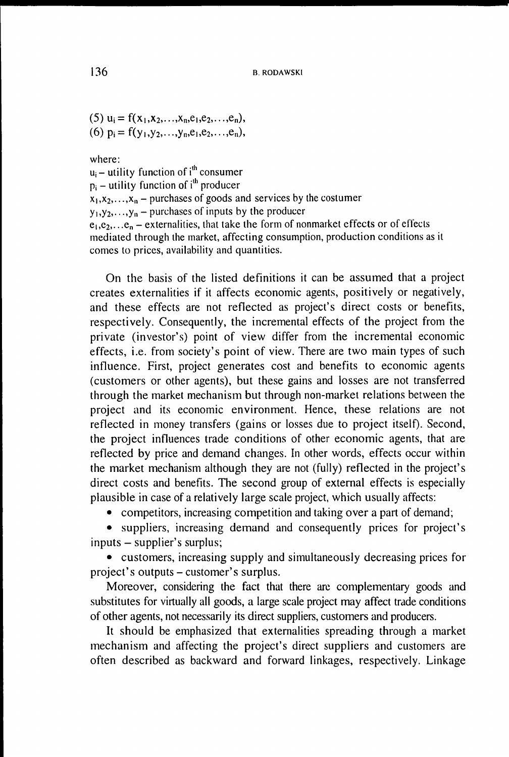(5) $u_i = f(x_1, x_2, \ldots, x_n, e_1, e_2, \ldots, e_n)$,
(6) $p_i = f(y_1, y_2, \ldots, y_n, e_1, e_2, \ldots, e_n)$,

where:
$u_i$ – utility function of $i^{th}$ consumer
$p_i$ – utility function of $i^{th}$ producer
$x_1, x_2, \ldots, x_n$ – purchases of goods and services by the costumer
$y_1, y_2, \ldots, y_n$ – purchases of inputs by the producer
$e_1, e_2, \ldots e_n$ – externalities, that take the form of nonmarket effects or of effects mediated through the market, affecting consumption, production conditions as it comes to prices, availability and quantities.

On the basis of the listed definitions it can be assumed that a project creates externalities if it affects economic agents, positively or negatively, and these effects are not reflected as project's direct costs or benefits, respectively. Consequently, the incremental effects of the project from the private (investor's) point of view differ from the incremental economic effects, i.e. from society's point of view. There are two main types of such influence. First, project generates cost and benefits to economic agents (customers or other agents), but these gains and losses are not transferred through the market mechanism but through non-market relations between the project and its economic environment. Hence, these relations are not reflected in money transfers (gains or losses due to project itself). Second, the project influences trade conditions of other economic agents, that are reflected by price and demand changes. In other words, effects occur within the market mechanism although they are not (fully) reflected in the project's direct costs and benefits. The second group of external effects is especially plausible in case of a relatively large scale project, which usually affects:

- competitors, increasing competition and taking over a part of demand;
- suppliers, increasing demand and consequently prices for project's inputs – supplier's surplus;
- customers, increasing supply and simultaneously decreasing prices for project's outputs – customer's surplus.

Moreover, considering the fact that there are complementary goods and substitutes for virtually all goods, a large scale project may affect trade conditions of other agents, not necessarily its direct suppliers, customers and producers.

It should be emphasized that externalities spreading through a market mechanism and affecting the project's direct suppliers and customers are often described as backward and forward linkages, respectively. Linkage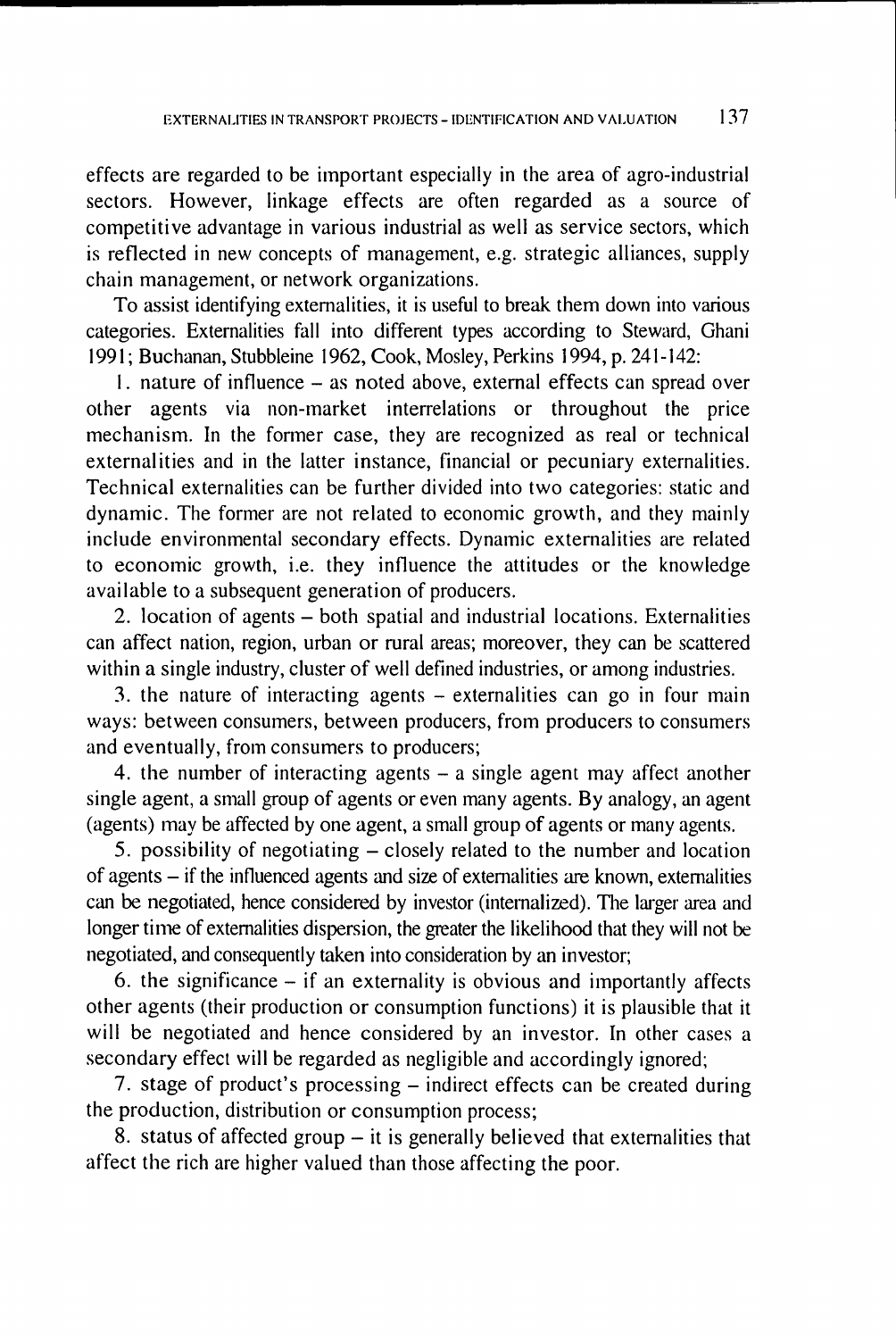effects are regarded to be important especially in the area of agro-industrial sectors. However, linkage effects are often regarded as a source of competitive advantage in various industrial as well as service sectors, which is reflected in new concepts of management, e.g. strategic alliances, supply chain management, or network organizations.

To assist identifying externalities, it is useful to break them down into various categories. Externalities fall into different types according to Steward, Ghani 1991; Buchanan, Stubbleine 1962, Cook, Mosley, Perkins 1994, p. 241-142:

1. nature of influence – as noted above, external effects can spread over other agents via non-market interrelations or throughout the price mechanism. In the former case, they are recognized as real or technical externalities and in the latter instance, financial or pecuniary externalities. Technical externalities can be further divided into two categories: static and dynamic. The former are not related to economic growth, and they mainly include environmental secondary effects. Dynamic externalities are related to economic growth, i.e. they influence the attitudes or the knowledge available to a subsequent generation of producers.

2. location of agents – both spatial and industrial locations. Externalities can affect nation, region, urban or rural areas; moreover, they can be scattered within a single industry, cluster of well defined industries, or among industries.

3. the nature of interacting agents – externalities can go in four main ways: between consumers, between producers, from producers to consumers and eventually, from consumers to producers;

4. the number of interacting agents – a single agent may affect another single agent, a small group of agents or even many agents. By analogy, an agent (agents) may be affected by one agent, a small group of agents or many agents.

5. possibility of negotiating – closely related to the number and location of agents – if the influenced agents and size of externalities are known, externalities can be negotiated, hence considered by investor (internalized). The larger area and longer time of externalities dispersion, the greater the likelihood that they will not be negotiated, and consequently taken into consideration by an investor;

6. the significance – if an externality is obvious and importantly affects other agents (their production or consumption functions) it is plausible that it will be negotiated and hence considered by an investor. In other cases a secondary effect will be regarded as negligible and accordingly ignored;

7. stage of product's processing – indirect effects can be created during the production, distribution or consumption process;

8. status of affected group – it is generally believed that externalities that affect the rich are higher valued than those affecting the poor.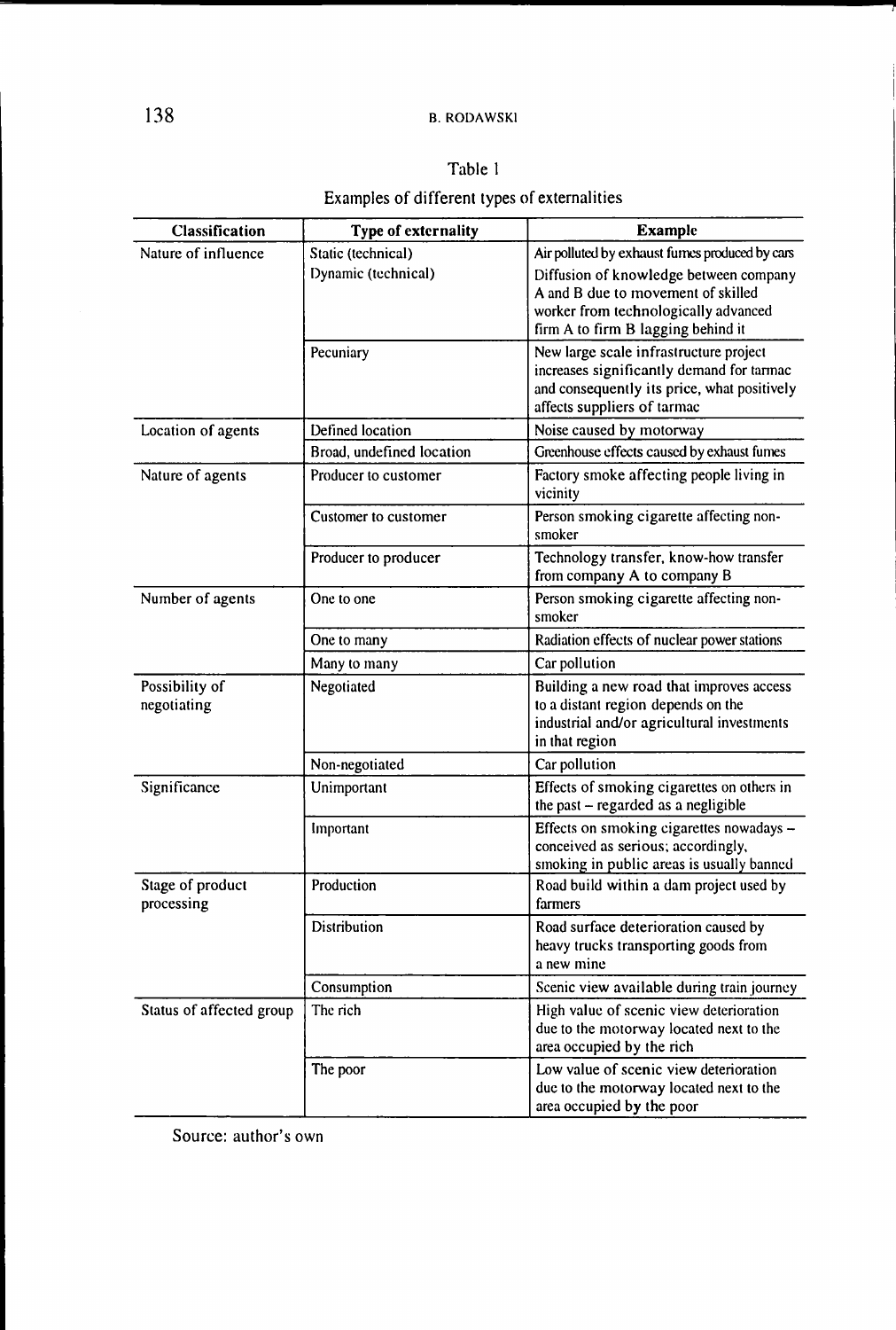Table 1

Examples of different types of externalities

| Classification | Type of externality | Example |
|---|---|---|
| Nature of influence | Static (technical) | Air polluted by exhaust fumes produced by cars |
| | Dynamic (technical) | Diffusion of knowledge between company A and B due to movement of skilled worker from technologically advanced firm A to firm B lagging behind it |
| | Pecuniary | New large scale infrastructure project increases significantly demand for tarmac and consequently its price, what positively affects suppliers of tarmac |
| Location of agents | Defined location | Noise caused by motorway |
| | Broad, undefined location | Greenhouse effects caused by exhaust fumes |
| Nature of agents | Producer to customer | Factory smoke affecting people living in vicinity |
| | Customer to customer | Person smoking cigarette affecting non-smoker |
| | Producer to producer | Technology transfer, know-how transfer from company A to company B |
| Number of agents | One to one | Person smoking cigarette affecting non-smoker |
| | One to many | Radiation effects of nuclear power stations |
| | Many to many | Car pollution |
| Possibility of negotiating | Negotiated | Building a new road that improves access to a distant region depends on the industrial and/or agricultural investments in that region |
| | Non-negotiated | Car pollution |
| Significance | Unimportant | Effects of smoking cigarettes on others in the past – regarded as a negligible |
| | Important | Effects on smoking cigarettes nowadays – conceived as serious; accordingly, smoking in public areas is usually banned |
| Stage of product processing | Production | Road build within a dam project used by farmers |
| | Distribution | Road surface deterioration caused by heavy trucks transporting goods from a new mine |
| | Consumption | Scenic view available during train journey |
| Status of affected group | The rich | High value of scenic view deterioration due to the motorway located next to the area occupied by the rich |
| | The poor | Low value of scenic view deterioration due to the motorway located next to the area occupied by the poor |

Source: author's own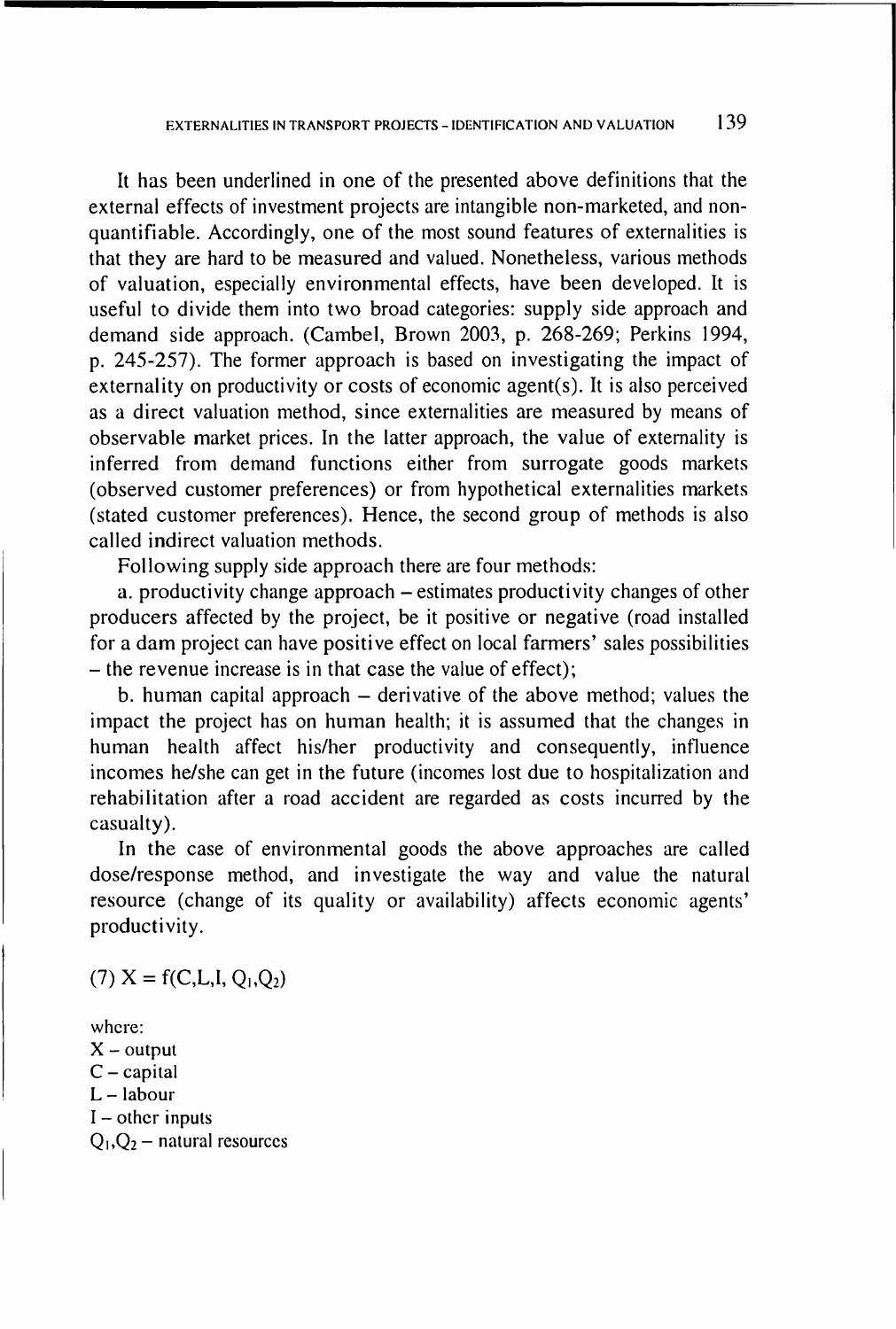It has been underlined in one of the presented above definitions that the external effects of investment projects are intangible non-marketed, and non-quantifiable. Accordingly, one of the most sound features of externalities is that they are hard to be measured and valued. Nonetheless, various methods of valuation, especially environmental effects, have been developed. It is useful to divide them into two broad categories: supply side approach and demand side approach. (Cambel, Brown 2003, p. 268-269; Perkins 1994, p. 245-257). The former approach is based on investigating the impact of externality on productivity or costs of economic agent(s). It is also perceived as a direct valuation method, since externalities are measured by means of observable market prices. In the latter approach, the value of externality is inferred from demand functions either from surrogate goods markets (observed customer preferences) or from hypothetical externalities markets (stated customer preferences). Hence, the second group of methods is also called indirect valuation methods.

Following supply side approach there are four methods:

a. productivity change approach – estimates productivity changes of other producers affected by the project, be it positive or negative (road installed for a dam project can have positive effect on local farmers' sales possibilities – the revenue increase is in that case the value of effect);

b. human capital approach – derivative of the above method; values the impact the project has on human health; it is assumed that the changes in human health affect his/her productivity and consequently, influence incomes he/she can get in the future (incomes lost due to hospitalization and rehabilitation after a road accident are regarded as costs incurred by the casualty).

In the case of environmental goods the above approaches are called dose/response method, and investigate the way and value the natural resource (change of its quality or availability) affects economic agents' productivity.

(7) $X = f(C, L, I, Q_1, Q_2)$

where:
$X$ – output
$C$ – capital
$L$ – labour
$I$ – other inputs
$Q_1, Q_2$ – natural resources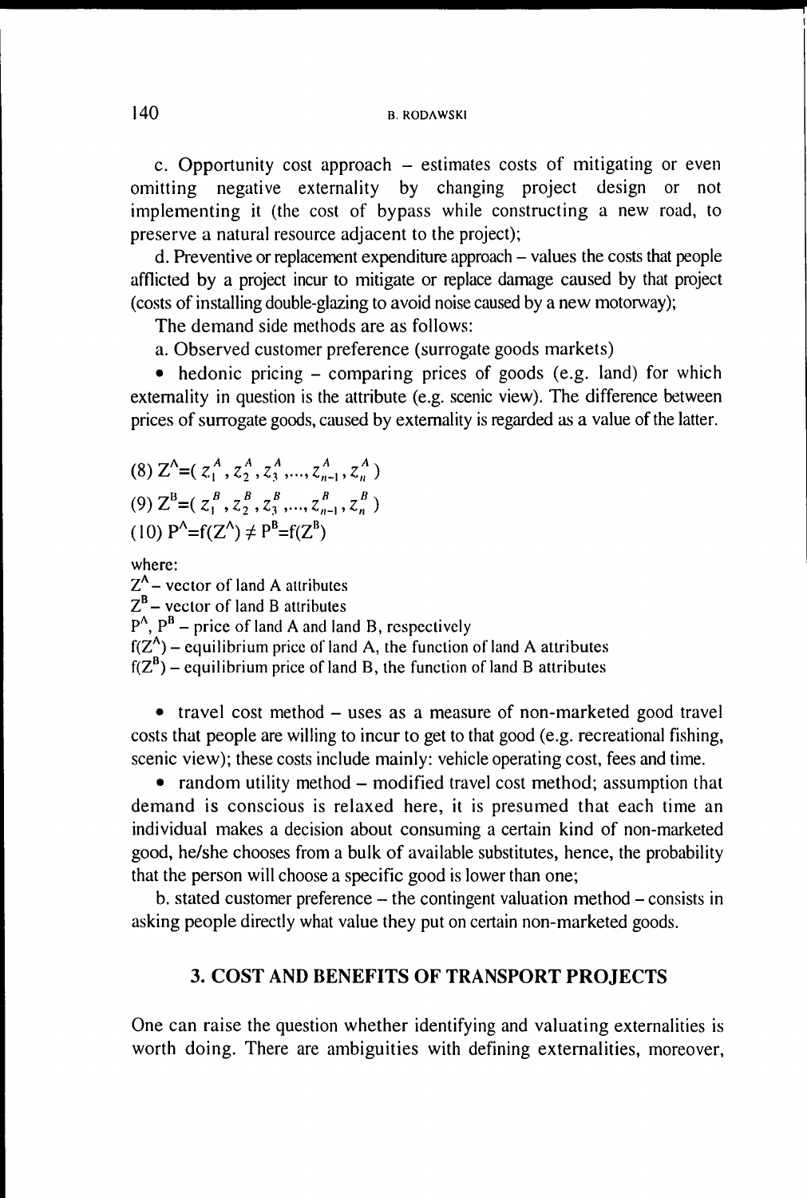c. Opportunity cost approach – estimates costs of mitigating or even omitting negative externality by changing project design or not implementing it (the cost of bypass while constructing a new road, to preserve a natural resource adjacent to the project);

d. Preventive or replacement expenditure approach – values the costs that people afflicted by a project incur to mitigate or replace damage caused by that project (costs of installing double-glazing to avoid noise caused by a new motorway);

The demand side methods are as follows:

a. Observed customer preference (surrogate goods markets)

• hedonic pricing – comparing prices of goods (e.g. land) for which externality in question is the attribute (e.g. scenic view). The difference between prices of surrogate goods, caused by externality is regarded as a value of the latter.

(8) $Z^A = (z_1^A, z_2^A, z_3^A, ..., z_{n-1}^A, z_n^A)$

(9) $Z^B = (z_1^B, z_2^B, z_3^B, ..., z_{n-1}^B, z_n^B)$

(10) $P^A = f(Z^A) \neq P^B = f(Z^B)$

where:

$Z^A$ – vector of land A attributes

$Z^B$ – vector of land B attributes

$P^A$, $P^B$ – price of land A and land B, respectively

$f(Z^A)$ – equilibrium price of land A, the function of land A attributes

$f(Z^B)$ – equilibrium price of land B, the function of land B attributes

• travel cost method – uses as a measure of non-marketed good travel costs that people are willing to incur to get to that good (e.g. recreational fishing, scenic view); these costs include mainly: vehicle operating cost, fees and time.

• random utility method – modified travel cost method; assumption that demand is conscious is relaxed here, it is presumed that each time an individual makes a decision about consuming a certain kind of non-marketed good, he/she chooses from a bulk of available substitutes, hence, the probability that the person will choose a specific good is lower than one;

b. stated customer preference – the contingent valuation method – consists in asking people directly what value they put on certain non-marketed goods.

## 3. COST AND BENEFITS OF TRANSPORT PROJECTS

One can raise the question whether identifying and valuating externalities is worth doing. There are ambiguities with defining externalities, moreover,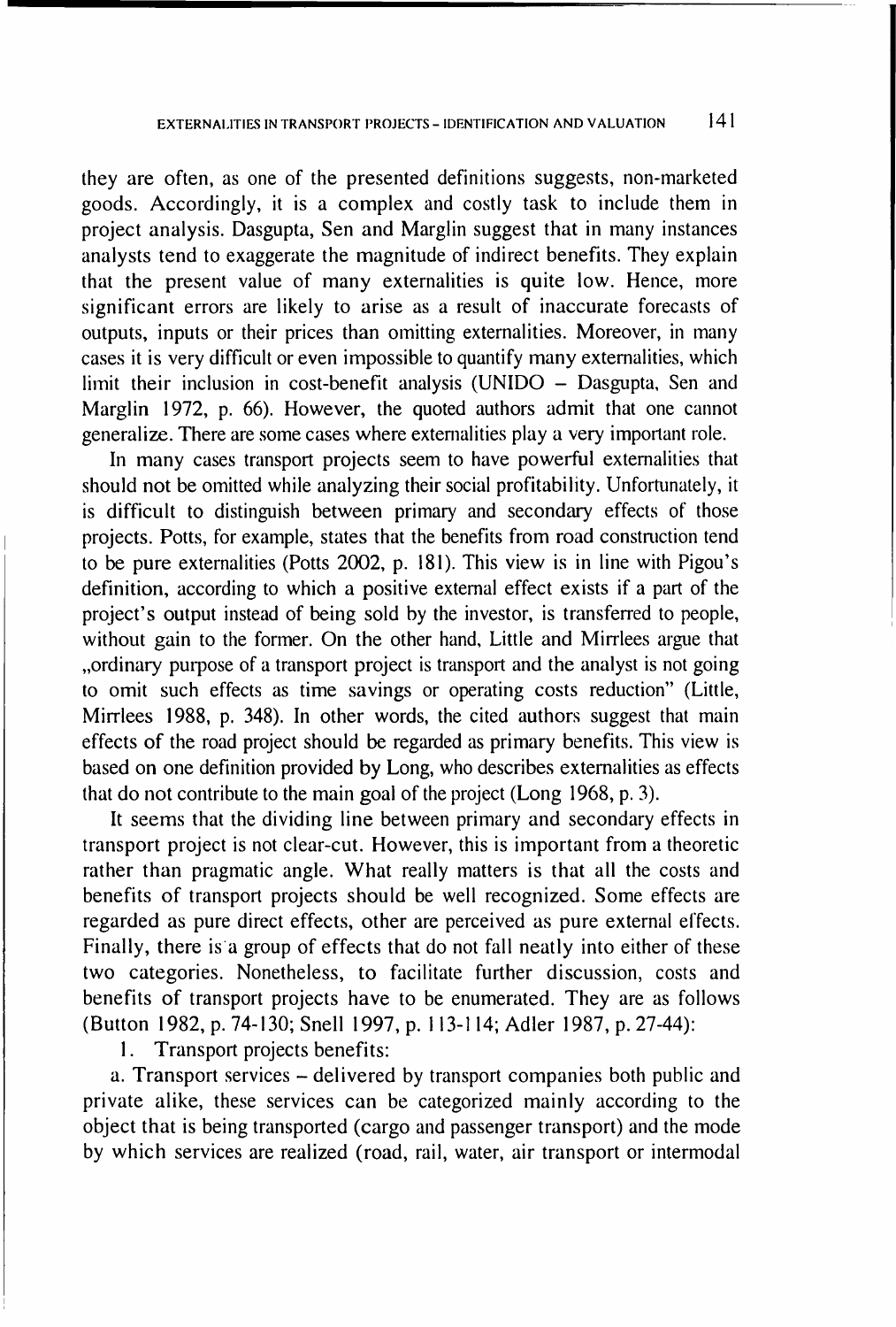they are often, as one of the presented definitions suggests, non-marketed goods. Accordingly, it is a complex and costly task to include them in project analysis. Dasgupta, Sen and Marglin suggest that in many instances analysts tend to exaggerate the magnitude of indirect benefits. They explain that the present value of many externalities is quite low. Hence, more significant errors are likely to arise as a result of inaccurate forecasts of outputs, inputs or their prices than omitting externalities. Moreover, in many cases it is very difficult or even impossible to quantify many externalities, which limit their inclusion in cost-benefit analysis (UNIDO – Dasgupta, Sen and Marglin 1972, p. 66). However, the quoted authors admit that one cannot generalize. There are some cases where externalities play a very important role.

In many cases transport projects seem to have powerful externalities that should not be omitted while analyzing their social profitability. Unfortunately, it is difficult to distinguish between primary and secondary effects of those projects. Potts, for example, states that the benefits from road construction tend to be pure externalities (Potts 2002, p. 181). This view is in line with Pigou's definition, according to which a positive external effect exists if a part of the project's output instead of being sold by the investor, is transferred to people, without gain to the former. On the other hand, Little and Mirrlees argue that „ordinary purpose of a transport project is transport and the analyst is not going to omit such effects as time savings or operating costs reduction" (Little, Mirrlees 1988, p. 348). In other words, the cited authors suggest that main effects of the road project should be regarded as primary benefits. This view is based on one definition provided by Long, who describes externalities as effects that do not contribute to the main goal of the project (Long 1968, p. 3).

It seems that the dividing line between primary and secondary effects in transport project is not clear-cut. However, this is important from a theoretic rather than pragmatic angle. What really matters is that all the costs and benefits of transport projects should be well recognized. Some effects are regarded as pure direct effects, other are perceived as pure external effects. Finally, there is a group of effects that do not fall neatly into either of these two categories. Nonetheless, to facilitate further discussion, costs and benefits of transport projects have to be enumerated. They are as follows (Button 1982, p. 74-130; Snell 1997, p. 113-114; Adler 1987, p. 27-44):

1. Transport projects benefits:

a. Transport services – delivered by transport companies both public and private alike, these services can be categorized mainly according to the object that is being transported (cargo and passenger transport) and the mode by which services are realized (road, rail, water, air transport or intermodal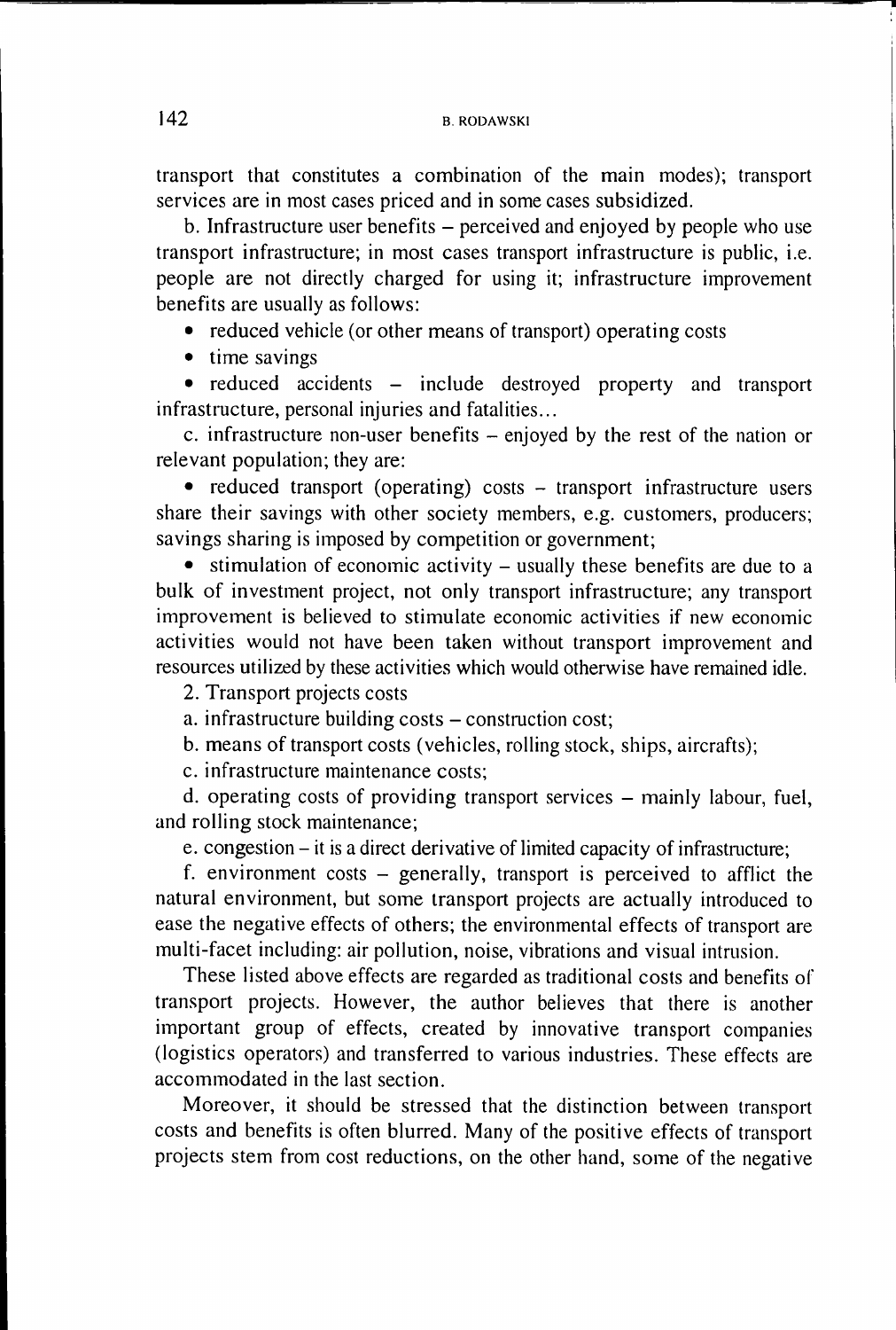transport that constitutes a combination of the main modes); transport services are in most cases priced and in some cases subsidized.

b. Infrastructure user benefits – perceived and enjoyed by people who use transport infrastructure; in most cases transport infrastructure is public, i.e. people are not directly charged for using it; infrastructure improvement benefits are usually as follows:

- reduced vehicle (or other means of transport) operating costs
- time savings
- reduced accidents – include destroyed property and transport infrastructure, personal injuries and fatalities…

c. infrastructure non-user benefits – enjoyed by the rest of the nation or relevant population; they are:

- reduced transport (operating) costs – transport infrastructure users share their savings with other society members, e.g. customers, producers; savings sharing is imposed by competition or government;
- stimulation of economic activity – usually these benefits are due to a bulk of investment project, not only transport infrastructure; any transport improvement is believed to stimulate economic activities if new economic activities would not have been taken without transport improvement and resources utilized by these activities which would otherwise have remained idle.

2. Transport projects costs

a. infrastructure building costs – construction cost;

b. means of transport costs (vehicles, rolling stock, ships, aircrafts);

c. infrastructure maintenance costs;

d. operating costs of providing transport services – mainly labour, fuel, and rolling stock maintenance;

e. congestion – it is a direct derivative of limited capacity of infrastructure;

f. environment costs – generally, transport is perceived to afflict the natural environment, but some transport projects are actually introduced to ease the negative effects of others; the environmental effects of transport are multi-facet including: air pollution, noise, vibrations and visual intrusion.

These listed above effects are regarded as traditional costs and benefits of transport projects. However, the author believes that there is another important group of effects, created by innovative transport companies (logistics operators) and transferred to various industries. These effects are accommodated in the last section.

Moreover, it should be stressed that the distinction between transport costs and benefits is often blurred. Many of the positive effects of transport projects stem from cost reductions, on the other hand, some of the negative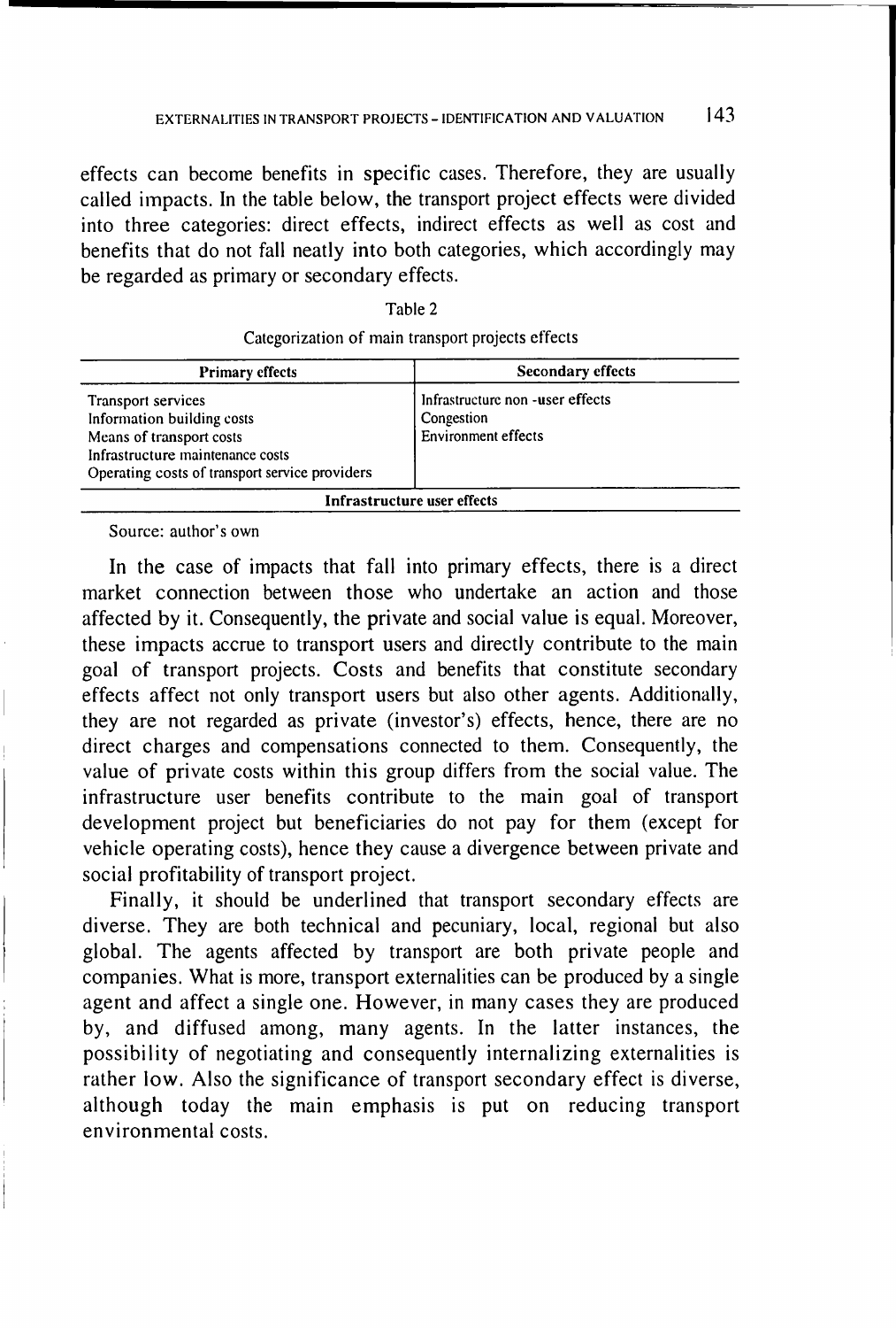effects can become benefits in specific cases. Therefore, they are usually called impacts. In the table below, the transport project effects were divided into three categories: direct effects, indirect effects as well as cost and benefits that do not fall neatly into both categories, which accordingly may be regarded as primary or secondary effects.

Table 2

Categorization of main transport projects effects

| Primary effects | Secondary effects |
|---|---|
| Transport services<br>Information building costs<br>Means of transport costs<br>Infrastructure maintenance costs<br>Operating costs of transport service providers | Infrastructure non -user effects<br>Congestion<br>Environment effects |
| **Infrastructure user effects** | |

Source: author's own

In the case of impacts that fall into primary effects, there is a direct market connection between those who undertake an action and those affected by it. Consequently, the private and social value is equal. Moreover, these impacts accrue to transport users and directly contribute to the main goal of transport projects. Costs and benefits that constitute secondary effects affect not only transport users but also other agents. Additionally, they are not regarded as private (investor's) effects, hence, there are no direct charges and compensations connected to them. Consequently, the value of private costs within this group differs from the social value. The infrastructure user benefits contribute to the main goal of transport development project but beneficiaries do not pay for them (except for vehicle operating costs), hence they cause a divergence between private and social profitability of transport project.

Finally, it should be underlined that transport secondary effects are diverse. They are both technical and pecuniary, local, regional but also global. The agents affected by transport are both private people and companies. What is more, transport externalities can be produced by a single agent and affect a single one. However, in many cases they are produced by, and diffused among, many agents. In the latter instances, the possibility of negotiating and consequently internalizing externalities is rather low. Also the significance of transport secondary effect is diverse, although today the main emphasis is put on reducing transport environmental costs.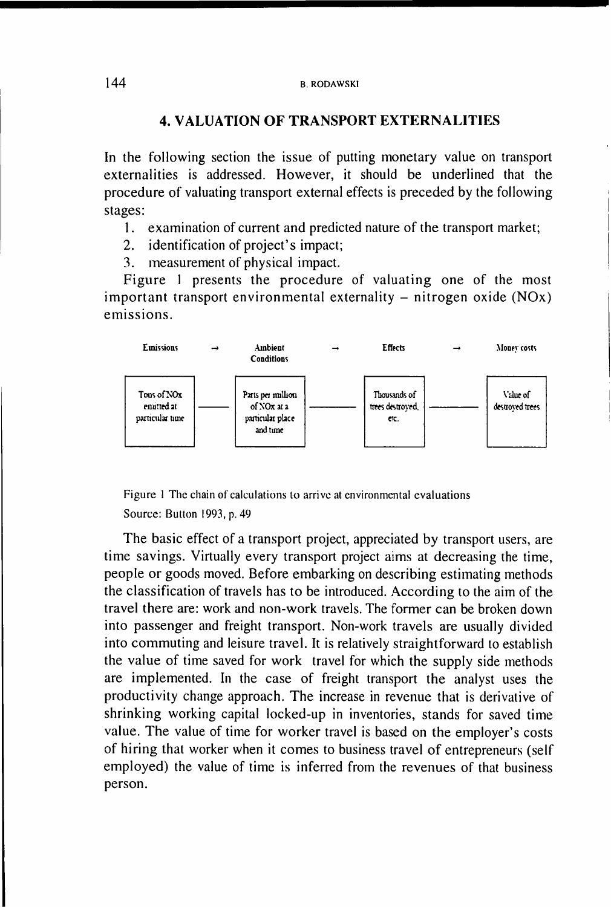## 4. VALUATION OF TRANSPORT EXTERNALITIES

In the following section the issue of putting monetary value on transport externalities is addressed. However, it should be underlined that the procedure of valuating transport external effects is preceded by the following stages:

1. examination of current and predicted nature of the transport market;
2. identification of project's impact;
3. measurement of physical impact.

Figure 1 presents the procedure of valuating one of the most important transport environmental externality – nitrogen oxide (NOx) emissions.

| Emissions | → | Ambient Conditions | → | Effects | → | Money costs |
|---|---|---|---|---|---|---|
| Tons of NOx emitted at particular time | — | Parts per million of NOx at a particular place and time | — | Thousands of trees destroyed, etc. | — | Value of destroyed trees |

Figure 1 The chain of calculations to arrive at environmental evaluations

Source: Button 1993, p. 49

The basic effect of a transport project, appreciated by transport users, are time savings. Virtually every transport project aims at decreasing the time, people or goods moved. Before embarking on describing estimating methods the classification of travels has to be introduced. According to the aim of the travel there are: work and non-work travels. The former can be broken down into passenger and freight transport. Non-work travels are usually divided into commuting and leisure travel. It is relatively straightforward to establish the value of time saved for work travel for which the supply side methods are implemented. In the case of freight transport the analyst uses the productivity change approach. The increase in revenue that is derivative of shrinking working capital locked-up in inventories, stands for saved time value. The value of time for worker travel is based on the employer's costs of hiring that worker when it comes to business travel of entrepreneurs (self employed) the value of time is inferred from the revenues of that business person.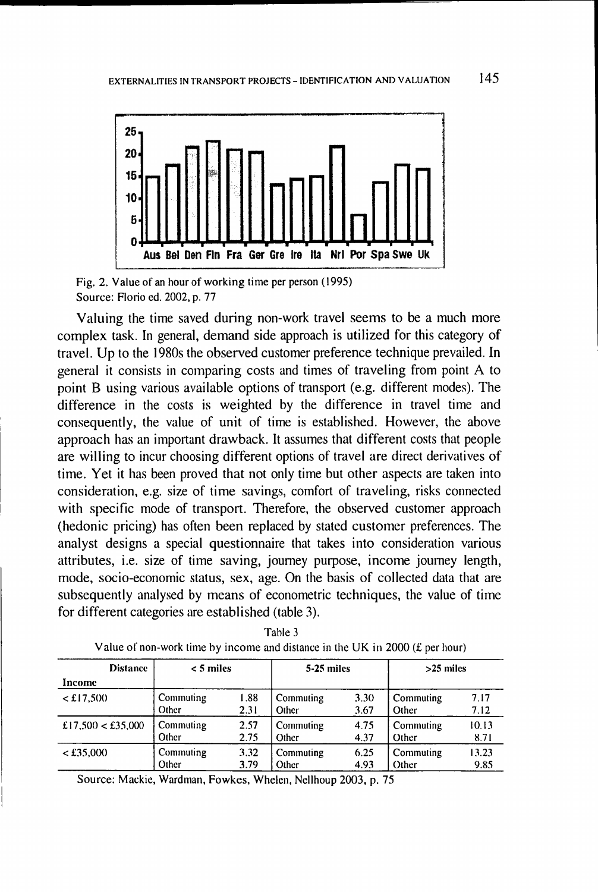Fig. 2. Value of an hour of working time per person (1995)
Source: Florio ed. 2002, p. 77

Valuing the time saved during non-work travel seems to be a much more complex task. In general, demand side approach is utilized for this category of travel. Up to the 1980s the observed customer preference technique prevailed. In general it consists in comparing costs and times of traveling from point A to point B using various available options of transport (e.g. different modes). The difference in the costs is weighted by the difference in travel time and consequently, the value of unit of time is established. However, the above approach has an important drawback. It assumes that different costs that people are willing to incur choosing different options of travel are direct derivatives of time. Yet it has been proved that not only time but other aspects are taken into consideration, e.g. size of time savings, comfort of traveling, risks connected with specific mode of transport. Therefore, the observed customer approach (hedonic pricing) has often been replaced by stated customer preferences. The analyst designs a special questionnaire that takes into consideration various attributes, i.e. size of time saving, journey purpose, income journey length, mode, socio-economic status, sex, age. On the basis of collected data that are subsequently analysed by means of econometric techniques, the value of time for different categories are established (table 3).

Table 3
Value of non-work time by income and distance in the UK in 2000 (£ per hour)

| Distance / Income | < 5 miles | | 5-25 miles | | >25 miles | |
|---|---|---|---|---|---|---|
| < £17,500 | Commuting | 1.88 | Commuting | 3.30 | Commuting | 7.17 |
| | Other | 2.31 | Other | 3.67 | Other | 7.12 |
| £17,500 < £35,000 | Commuting | 2.57 | Commuting | 4.75 | Commuting | 10.13 |
| | Other | 2.75 | Other | 4.37 | Other | 8.71 |
| < £35,000 | Commuting | 3.32 | Commuting | 6.25 | Commuting | 13.23 |
| | Other | 3.79 | Other | 4.93 | Other | 9.85 |

Source: Mackie, Wardman, Fowkes, Whelen, Nellhoup 2003, p. 75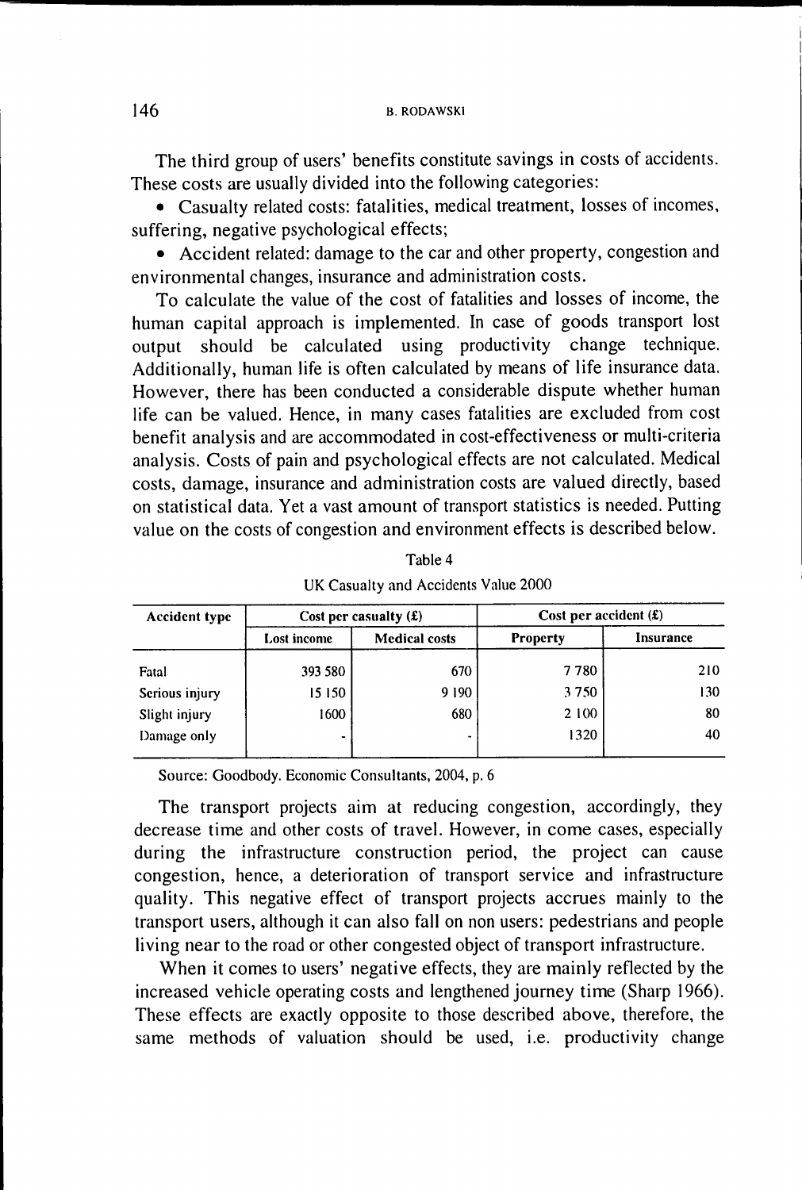The third group of users' benefits constitute savings in costs of accidents. These costs are usually divided into the following categories:

- Casualty related costs: fatalities, medical treatment, losses of incomes, suffering, negative psychological effects;
- Accident related: damage to the car and other property, congestion and environmental changes, insurance and administration costs.

To calculate the value of the cost of fatalities and losses of income, the human capital approach is implemented. In case of goods transport lost output should be calculated using productivity change technique. Additionally, human life is often calculated by means of life insurance data. However, there has been conducted a considerable dispute whether human life can be valued. Hence, in many cases fatalities are excluded from cost benefit analysis and are accommodated in cost-effectiveness or multi-criteria analysis. Costs of pain and psychological effects are not calculated. Medical costs, damage, insurance and administration costs are valued directly, based on statistical data. Yet a vast amount of transport statistics is needed. Putting value on the costs of congestion and environment effects is described below.

Table 4

UK Casualty and Accidents Value 2000

| Accident type | Cost per casualty (£) | | Cost per accident (£) | |
|---|---|---|---|---|
| | Lost income | Medical costs | Property | Insurance |
| Fatal | 393 580 | 670 | 7 780 | 210 |
| Serious injury | 15 150 | 9 190 | 3 750 | 130 |
| Slight injury | 1600 | 680 | 2 100 | 80 |
| Damage only | - | - | 1320 | 40 |

Source: Goodbody. Economic Consultants, 2004, p. 6

The transport projects aim at reducing congestion, accordingly, they decrease time and other costs of travel. However, in come cases, especially during the infrastructure construction period, the project can cause congestion, hence, a deterioration of transport service and infrastructure quality. This negative effect of transport projects accrues mainly to the transport users, although it can also fall on non users: pedestrians and people living near to the road or other congested object of transport infrastructure.

When it comes to users' negative effects, they are mainly reflected by the increased vehicle operating costs and lengthened journey time (Sharp 1966). These effects are exactly opposite to those described above, therefore, the same methods of valuation should be used, i.e. productivity change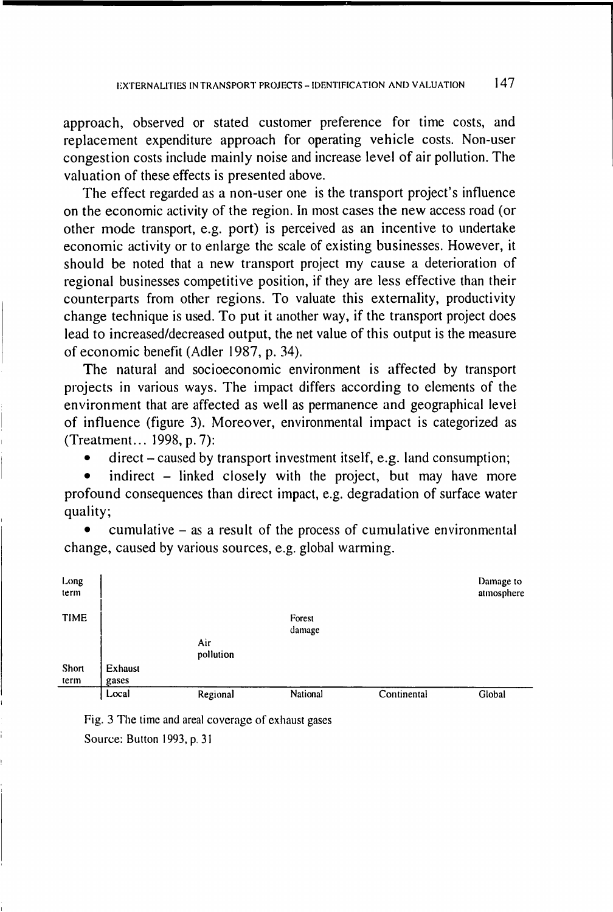approach, observed or stated customer preference for time costs, and replacement expenditure approach for operating vehicle costs. Non-user congestion costs include mainly noise and increase level of air pollution. The valuation of these effects is presented above.

The effect regarded as a non-user one is the transport project's influence on the economic activity of the region. In most cases the new access road (or other mode transport, e.g. port) is perceived as an incentive to undertake economic activity or to enlarge the scale of existing businesses. However, it should be noted that a new transport project my cause a deterioration of regional businesses competitive position, if they are less effective than their counterparts from other regions. To valuate this externality, productivity change technique is used. To put it another way, if the transport project does lead to increased/decreased output, the net value of this output is the measure of economic benefit (Adler 1987, p. 34).

The natural and socioeconomic environment is affected by transport projects in various ways. The impact differs according to elements of the environment that are affected as well as permanence and geographical level of influence (figure 3). Moreover, environmental impact is categorized as (Treatment... 1998, p. 7):

- direct – caused by transport investment itself, e.g. land consumption;
- indirect – linked closely with the project, but may have more profound consequences than direct impact, e.g. degradation of surface water quality;
- cumulative – as a result of the process of cumulative environmental change, caused by various sources, e.g. global warming.

| TIME | Local | Regional | National | Continental | Global |
|---|---|---|---|---|---|
| Long term | | | | | Damage to atmosphere |
| | | | Forest damage | | |
| | | Air pollution | | | |
| Short term | Exhaust gases | | | | |

Fig. 3 The time and areal coverage of exhaust gases

Source: Button 1993, p. 31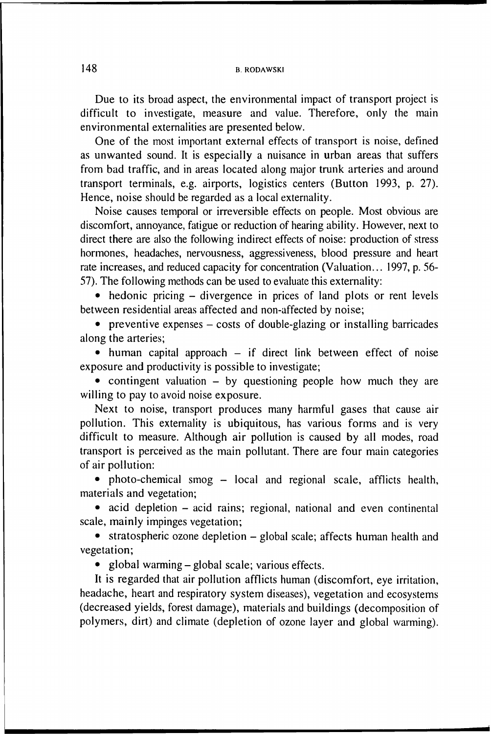Due to its broad aspect, the environmental impact of transport project is difficult to investigate, measure and value. Therefore, only the main environmental externalities are presented below.

One of the most important external effects of transport is noise, defined as unwanted sound. It is especially a nuisance in urban areas that suffers from bad traffic, and in areas located along major trunk arteries and around transport terminals, e.g. airports, logistics centers (Button 1993, p. 27). Hence, noise should be regarded as a local externality.

Noise causes temporal or irreversible effects on people. Most obvious are discomfort, annoyance, fatigue or reduction of hearing ability. However, next to direct there are also the following indirect effects of noise: production of stress hormones, headaches, nervousness, aggressiveness, blood pressure and heart rate increases, and reduced capacity for concentration (Valuation… 1997, p. 56-57). The following methods can be used to evaluate this externality:

- hedonic pricing – divergence in prices of land plots or rent levels between residential areas affected and non-affected by noise;
- preventive expenses – costs of double-glazing or installing barricades along the arteries;
- human capital approach – if direct link between effect of noise exposure and productivity is possible to investigate;
- contingent valuation – by questioning people how much they are willing to pay to avoid noise exposure.

Next to noise, transport produces many harmful gases that cause air pollution. This externality is ubiquitous, has various forms and is very difficult to measure. Although air pollution is caused by all modes, road transport is perceived as the main pollutant. There are four main categories of air pollution:

- photo-chemical smog – local and regional scale, afflicts health, materials and vegetation;
- acid depletion – acid rains; regional, national and even continental scale, mainly impinges vegetation;
- stratospheric ozone depletion – global scale; affects human health and vegetation;
- global warming – global scale; various effects.

It is regarded that air pollution afflicts human (discomfort, eye irritation, headache, heart and respiratory system diseases), vegetation and ecosystems (decreased yields, forest damage), materials and buildings (decomposition of polymers, dirt) and climate (depletion of ozone layer and global warming).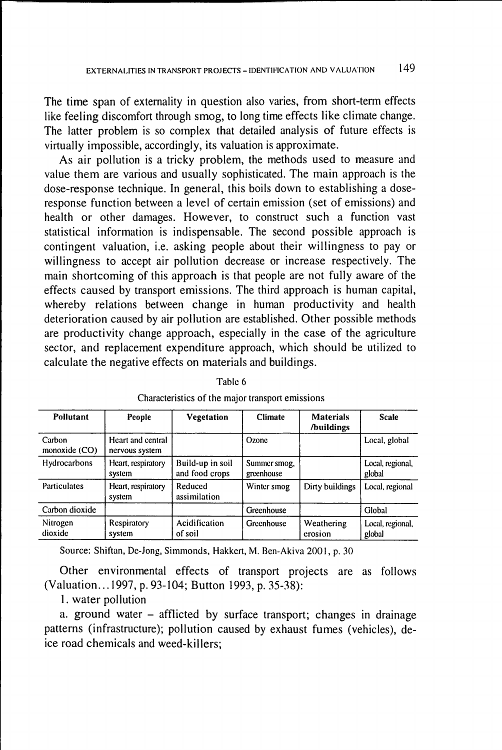The time span of externality in question also varies, from short-term effects like feeling discomfort through smog, to long time effects like climate change. The latter problem is so complex that detailed analysis of future effects is virtually impossible, accordingly, its valuation is approximate.

As air pollution is a tricky problem, the methods used to measure and value them are various and usually sophisticated. The main approach is the dose-response technique. In general, this boils down to establishing a dose-response function between a level of certain emission (set of emissions) and health or other damages. However, to construct such a function vast statistical information is indispensable. The second possible approach is contingent valuation, i.e. asking people about their willingness to pay or willingness to accept air pollution decrease or increase respectively. The main shortcoming of this approach is that people are not fully aware of the effects caused by transport emissions. The third approach is human capital, whereby relations between change in human productivity and health deterioration caused by air pollution are established. Other possible methods are productivity change approach, especially in the case of the agriculture sector, and replacement expenditure approach, which should be utilized to calculate the negative effects on materials and buildings.

Table 6

Characteristics of the major transport emissions

| Pollutant | People | Vegetation | Climate | Materials /buildings | Scale |
|---|---|---|---|---|---|
| Carbon monoxide (CO) | Heart and central nervous system | | Ozone | | Local, global |
| Hydrocarbons | Heart, respiratory system | Build-up in soil and food crops | Summer smog, greenhouse | | Local, regional, global |
| Particulates | Heart, respiratory system | Reduced assimilation | Winter smog | Dirty buildings | Local, regional |
| Carbon dioxide | | | Greenhouse | | Global |
| Nitrogen dioxide | Respiratory system | Acidification of soil | Greenhouse | Weathering erosion | Local, regional, global |

Source: Shiftan, De-Jong, Simmonds, Hakkert, M. Ben-Akiva 2001, p. 30

Other environmental effects of transport projects are as follows (Valuation…1997, p. 93-104; Button 1993, p. 35-38):

1. water pollution

a. ground water – afflicted by surface transport; changes in drainage patterns (infrastructure); pollution caused by exhaust fumes (vehicles), de-ice road chemicals and weed-killers;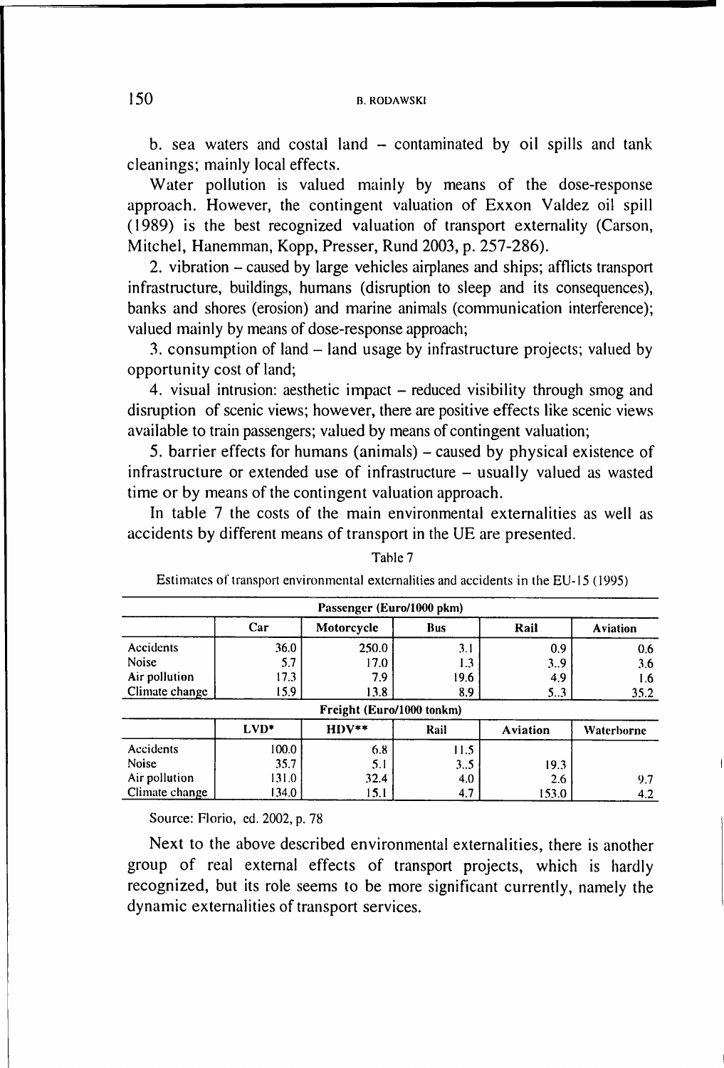b. sea waters and costal land – contaminated by oil spills and tank cleanings; mainly local effects.

Water pollution is valued mainly by means of the dose-response approach. However, the contingent valuation of Exxon Valdez oil spill (1989) is the best recognized valuation of transport externality (Carson, Mitchel, Hanemman, Kopp, Presser, Rund 2003, p. 257-286).

2. vibration – caused by large vehicles airplanes and ships; afflicts transport infrastructure, buildings, humans (disruption to sleep and its consequences), banks and shores (erosion) and marine animals (communication interference); valued mainly by means of dose-response approach;

3. consumption of land – land usage by infrastructure projects; valued by opportunity cost of land;

4. visual intrusion: aesthetic impact – reduced visibility through smog and disruption of scenic views; however, there are positive effects like scenic views available to train passengers; valued by means of contingent valuation;

5. barrier effects for humans (animals) – caused by physical existence of infrastructure or extended use of infrastructure – usually valued as wasted time or by means of the contingent valuation approach.

In table 7 the costs of the main environmental externalities as well as accidents by different means of transport in the UE are presented.

Table 7

Estimates of transport environmental externalities and accidents in the EU-15 (1995)

| Passenger (Euro/1000 pkm) | | | | | |
|---|---|---|---|---|---|
| | Car | Motorcycle | Bus | Rail | Aviation |
| Accidents | 36.0 | 250.0 | 3.1 | 0.9 | 0.6 |
| Noise | 5.7 | 17.0 | 1.3 | 3..9 | 3.6 |
| Air pollution | 17.3 | 7.9 | 19.6 | 4.9 | 1.6 |
| Climate change | 15.9 | 13.8 | 8.9 | 5..3 | 35.2 |
| **Freight (Euro/1000 tonkm)** | | | | | |
| | LVD* | HDV** | Rail | Aviation | Waterborne |
| Accidents | 100.0 | 6.8 | 11.5 | | |
| Noise | 35.7 | 5.1 | 3..5 | 19.3 | |
| Air pollution | 131.0 | 32.4 | 4.0 | 2.6 | 9.7 |
| Climate change | 134.0 | 15.1 | 4.7 | 153.0 | 4.2 |

Source: Florio, ed. 2002, p. 78

Next to the above described environmental externalities, there is another group of real external effects of transport projects, which is hardly recognized, but its role seems to be more significant currently, namely the dynamic externalities of transport services.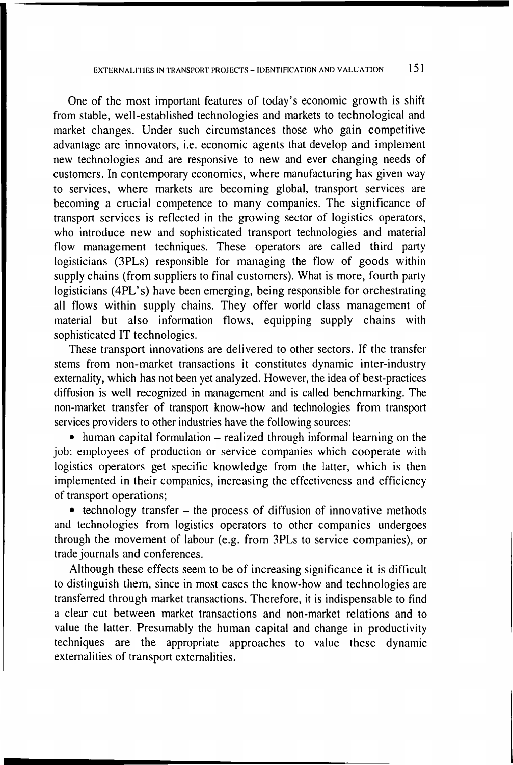One of the most important features of today's economic growth is shift from stable, well-established technologies and markets to technological and market changes. Under such circumstances those who gain competitive advantage are innovators, i.e. economic agents that develop and implement new technologies and are responsive to new and ever changing needs of customers. In contemporary economics, where manufacturing has given way to services, where markets are becoming global, transport services are becoming a crucial competence to many companies. The significance of transport services is reflected in the growing sector of logistics operators, who introduce new and sophisticated transport technologies and material flow management techniques. These operators are called third party logisticians (3PLs) responsible for managing the flow of goods within supply chains (from suppliers to final customers). What is more, fourth party logisticians (4PL's) have been emerging, being responsible for orchestrating all flows within supply chains. They offer world class management of material but also information flows, equipping supply chains with sophisticated IT technologies.

These transport innovations are delivered to other sectors. If the transfer stems from non-market transactions it constitutes dynamic inter-industry externality, which has not been yet analyzed. However, the idea of best-practices diffusion is well recognized in management and is called benchmarking. The non-market transfer of transport know-how and technologies from transport services providers to other industries have the following sources:

- human capital formulation – realized through informal learning on the job: employees of production or service companies which cooperate with logistics operators get specific knowledge from the latter, which is then implemented in their companies, increasing the effectiveness and efficiency of transport operations;
- technology transfer – the process of diffusion of innovative methods and technologies from logistics operators to other companies undergoes through the movement of labour (e.g. from 3PLs to service companies), or trade journals and conferences.

Although these effects seem to be of increasing significance it is difficult to distinguish them, since in most cases the know-how and technologies are transferred through market transactions. Therefore, it is indispensable to find a clear cut between market transactions and non-market relations and to value the latter. Presumably the human capital and change in productivity techniques are the appropriate approaches to value these dynamic externalities of transport externalities.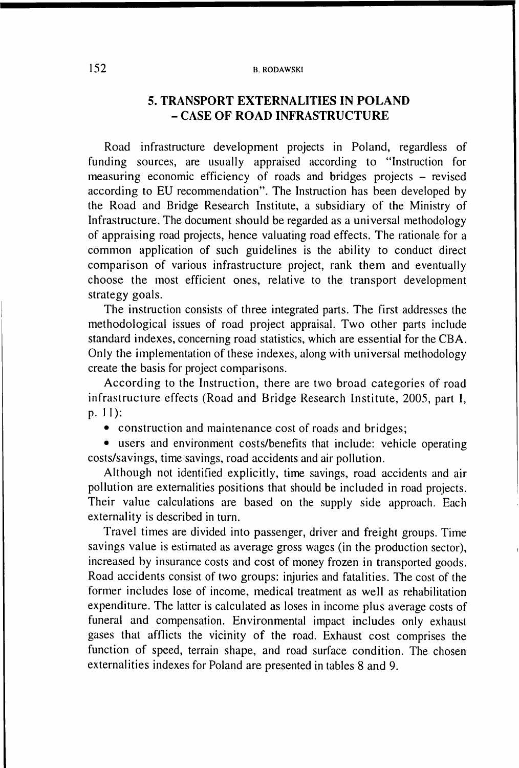## 5. TRANSPORT EXTERNALITIES IN POLAND – CASE OF ROAD INFRASTRUCTURE

Road infrastructure development projects in Poland, regardless of funding sources, are usually appraised according to "Instruction for measuring economic efficiency of roads and bridges projects – revised according to EU recommendation". The Instruction has been developed by the Road and Bridge Research Institute, a subsidiary of the Ministry of Infrastructure. The document should be regarded as a universal methodology of appraising road projects, hence valuating road effects. The rationale for a common application of such guidelines is the ability to conduct direct comparison of various infrastructure project, rank them and eventually choose the most efficient ones, relative to the transport development strategy goals.

The instruction consists of three integrated parts. The first addresses the methodological issues of road project appraisal. Two other parts include standard indexes, concerning road statistics, which are essential for the CBA. Only the implementation of these indexes, along with universal methodology create the basis for project comparisons.

According to the Instruction, there are two broad categories of road infrastructure effects (Road and Bridge Research Institute, 2005, part I, p. 11):

- construction and maintenance cost of roads and bridges;
- users and environment costs/benefits that include: vehicle operating costs/savings, time savings, road accidents and air pollution.

Although not identified explicitly, time savings, road accidents and air pollution are externalities positions that should be included in road projects. Their value calculations are based on the supply side approach. Each externality is described in turn.

Travel times are divided into passenger, driver and freight groups. Time savings value is estimated as average gross wages (in the production sector), increased by insurance costs and cost of money frozen in transported goods. Road accidents consist of two groups: injuries and fatalities. The cost of the former includes lose of income, medical treatment as well as rehabilitation expenditure. The latter is calculated as loses in income plus average costs of funeral and compensation. Environmental impact includes only exhaust gases that afflicts the vicinity of the road. Exhaust cost comprises the function of speed, terrain shape, and road surface condition. The chosen externalities indexes for Poland are presented in tables 8 and 9.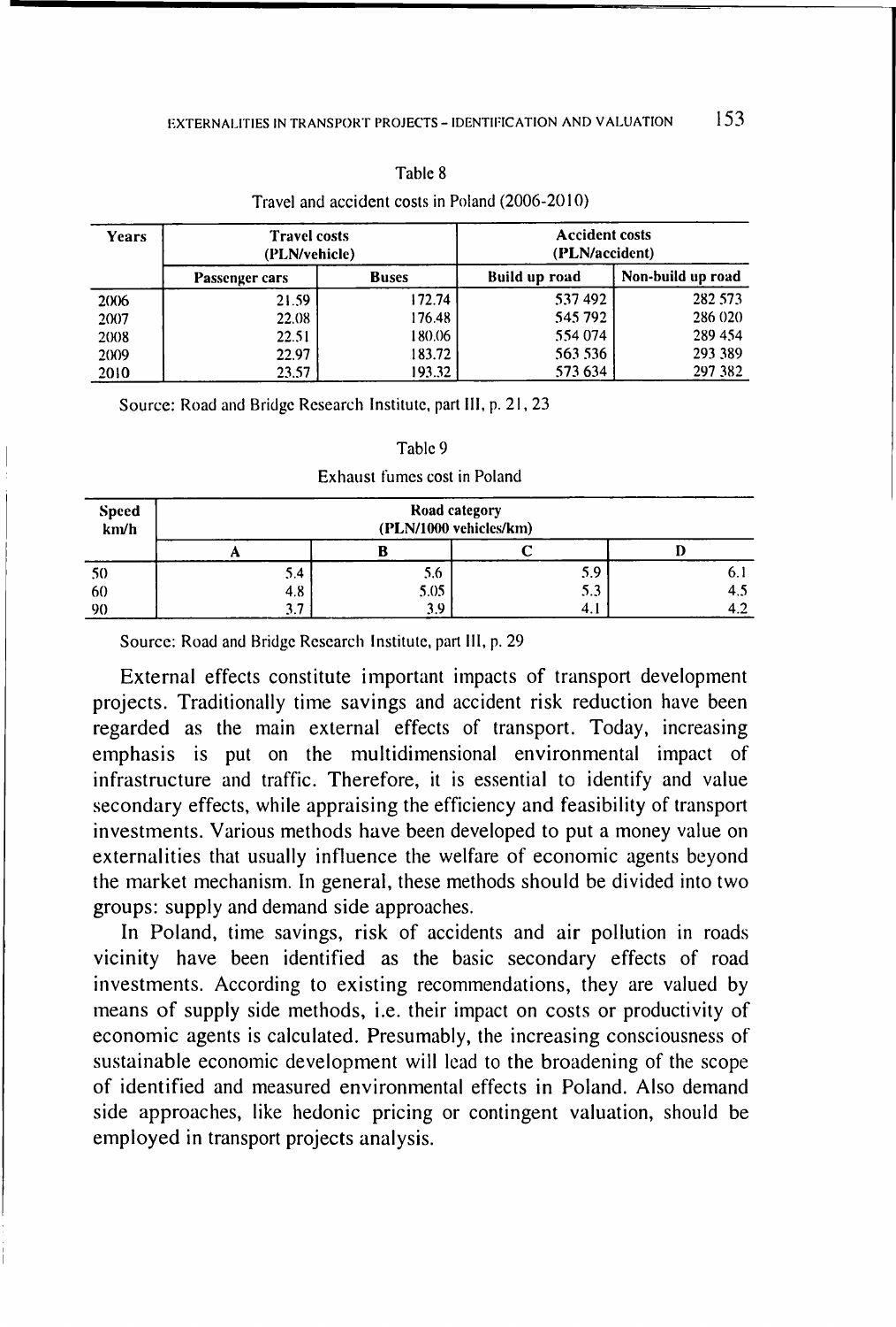Table 8

Travel and accident costs in Poland (2006-2010)

| Years | Travel costs (PLN/vehicle) | | Accident costs (PLN/accident) | |
|---|---|---|---|---|
| | Passenger cars | Buses | Build up road | Non-build up road |
| 2006 | 21.59 | 172.74 | 537 492 | 282 573 |
| 2007 | 22.08 | 176.48 | 545 792 | 286 020 |
| 2008 | 22.51 | 180.06 | 554 074 | 289 454 |
| 2009 | 22.97 | 183.72 | 563 536 | 293 389 |
| 2010 | 23.57 | 193.32 | 573 634 | 297 382 |

Source: Road and Bridge Research Institute, part III, p. 21, 23

Table 9

Exhaust fumes cost in Poland

| Speed km/h | Road category (PLN/1000 vehicles/km) | | | |
|---|---|---|---|---|
| | A | B | C | D |
| 50 | 5.4 | 5.6 | 5.9 | 6.1 |
| 60 | 4.8 | 5.05 | 5.3 | 4.5 |
| 90 | 3.7 | 3.9 | 4.1 | 4.2 |

Source: Road and Bridge Research Institute, part III, p. 29

External effects constitute important impacts of transport development projects. Traditionally time savings and accident risk reduction have been regarded as the main external effects of transport. Today, increasing emphasis is put on the multidimensional environmental impact of infrastructure and traffic. Therefore, it is essential to identify and value secondary effects, while appraising the efficiency and feasibility of transport investments. Various methods have been developed to put a money value on externalities that usually influence the welfare of economic agents beyond the market mechanism. In general, these methods should be divided into two groups: supply and demand side approaches.

In Poland, time savings, risk of accidents and air pollution in roads vicinity have been identified as the basic secondary effects of road investments. According to existing recommendations, they are valued by means of supply side methods, i.e. their impact on costs or productivity of economic agents is calculated. Presumably, the increasing consciousness of sustainable economic development will lead to the broadening of the scope of identified and measured environmental effects in Poland. Also demand side approaches, like hedonic pricing or contingent valuation, should be employed in transport projects analysis.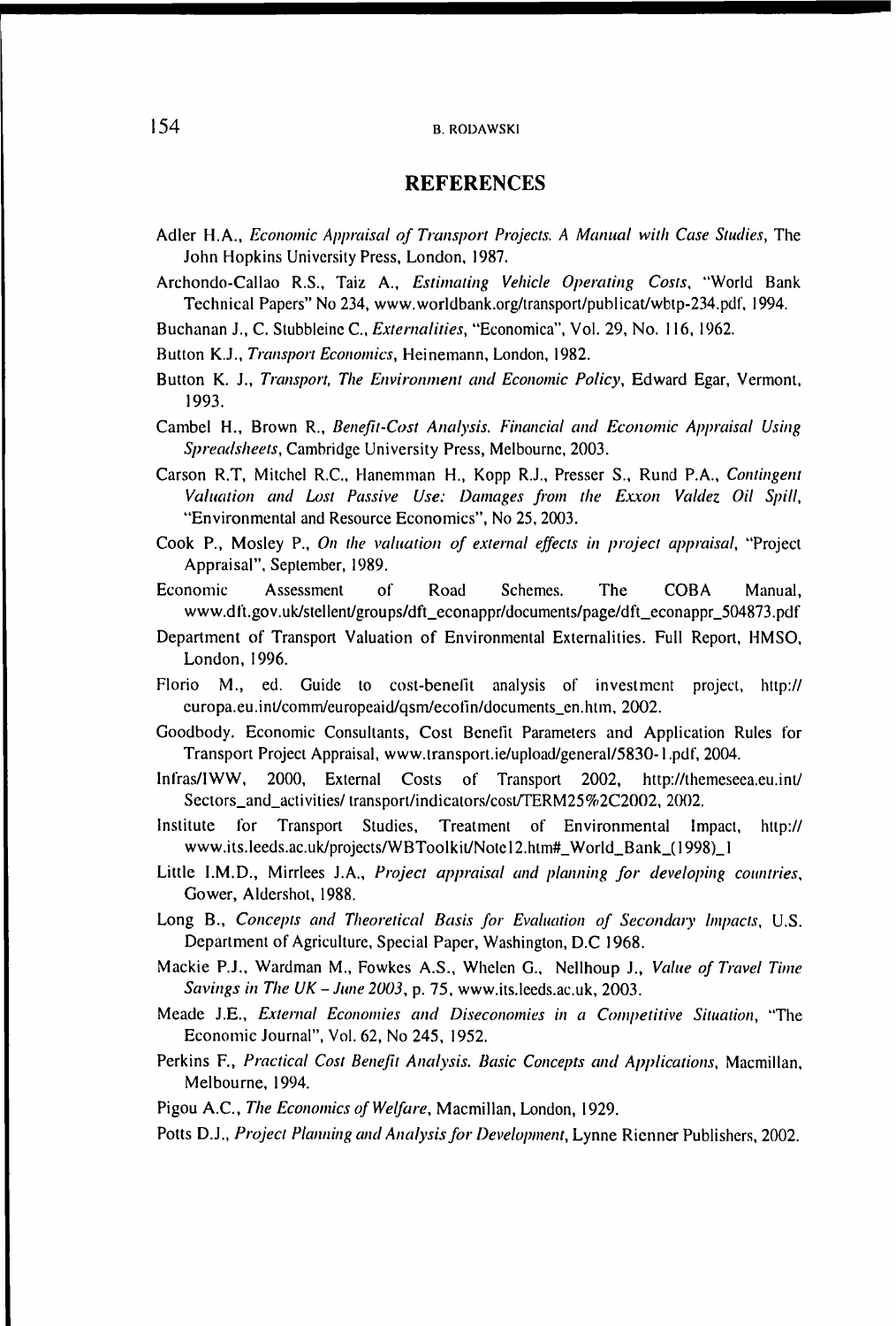## REFERENCES

Adler H.A., *Economic Appraisal of Transport Projects. A Manual with Case Studies*, The John Hopkins University Press, London, 1987.

Archondo-Callao R.S., Taiz A., *Estimating Vehicle Operating Costs*, "World Bank Technical Papers" No 234, www.worldbank.org/transport/publicat/wbtp-234.pdf, 1994.

Buchanan J., C. Stubbleine C., *Externalities*, "Economica", Vol. 29, No. 116, 1962.

Button K.J., *Transport Economics*, Heinemann, London, 1982.

Button K. J., *Transport, The Environment and Economic Policy*, Edward Egar, Vermont, 1993.

Cambel H., Brown R., *Benefit-Cost Analysis. Financial and Economic Appraisal Using Spreadsheets*, Cambridge University Press, Melbourne, 2003.

Carson R.T, Mitchel R.C., Hanemman H., Kopp R.J., Presser S., Rund P.A., *Contingent Valuation and Lost Passive Use: Damages from the Exxon Valdez Oil Spill*, "Environmental and Resource Economics", No 25, 2003.

Cook P., Mosley P., *On the valuation of external effects in project appraisal*, "Project Appraisal", September, 1989.

Economic Assessment of Road Schemes. The COBA Manual, www.dft.gov.uk/stellent/groups/dft_econappr/documents/page/dft_econappr_504873.pdf

Department of Transport Valuation of Environmental Externalities. Full Report, HMSO, London, 1996.

Florio M., ed. Guide to cost-benefit analysis of investment project, http://europa.eu.int/comm/europeaid/qsm/ecofin/documents_en.htm, 2002.

Goodbody. Economic Consultants, Cost Benefit Parameters and Application Rules for Transport Project Appraisal, www.transport.ie/upload/general/5830-1.pdf, 2004.

Infras/IWW, 2000, External Costs of Transport 2002, http://themeseea.eu.int/Sectors_and_activities/ transport/indicators/cost/TERM25%2C2002, 2002.

Institute for Transport Studies, Treatment of Environmental Impact, http://www.its.leeds.ac.uk/projects/WBToolkit/Note12.htm#_World_Bank_(1998)_1

Little I.M.D., Mirrlees J.A., *Project appraisal and planning for developing countries*, Gower, Aldershot, 1988.

Long B., *Concepts and Theoretical Basis for Evaluation of Secondary Impacts*, U.S. Department of Agriculture, Special Paper, Washington, D.C 1968.

Mackie P.J., Wardman M., Fowkes A.S., Whelen G., Nellhoup J., *Value of Travel Time Savings in The UK – June 2003*, p. 75, www.its.leeds.ac.uk, 2003.

Meade J.E., *External Economies and Diseconomies in a Competitive Situation*, "The Economic Journal", Vol. 62, No 245, 1952.

Perkins F., *Practical Cost Benefit Analysis. Basic Concepts and Applications*, Macmillan, Melbourne, 1994.

Pigou A.C., *The Economics of Welfare*, Macmillan, London, 1929.

Potts D.J., *Project Planning and Analysis for Development*, Lynne Rienner Publishers, 2002.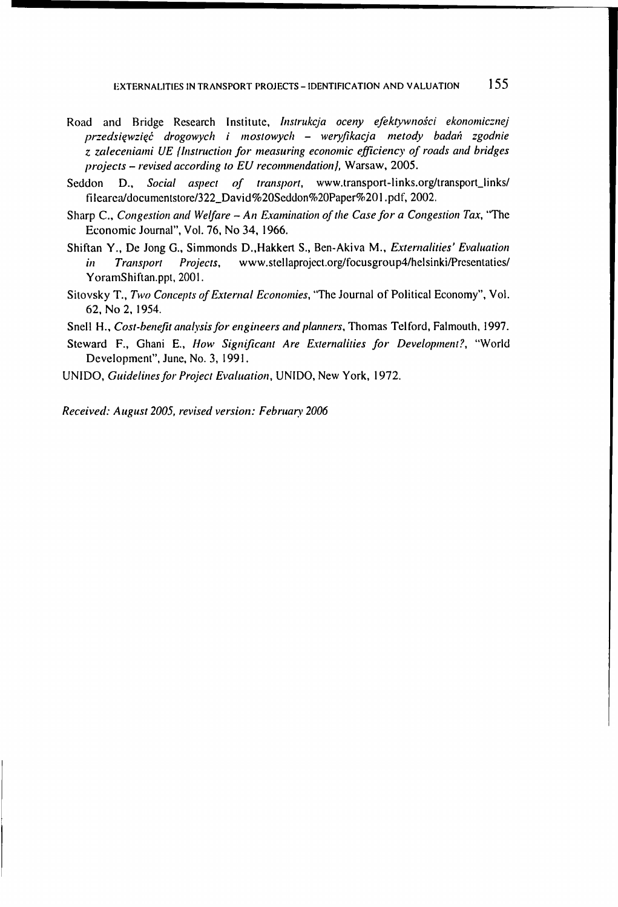Road and Bridge Research Institute, *Instrukcja oceny efektywności ekonomicznej przedsięwzięć drogowych i mostowych – weryfikacja metody badań zgodnie z zaleceniami UE {Instruction for measuring economic efficiency of roads and bridges projects – revised according to EU recommendation},* Warsaw, 2005.

Seddon D., *Social aspect of transport*, www.transport-links.org/transport_links/filearea/documentstore/322_David%20Seddon%20Paper%201.pdf, 2002.

Sharp C., *Congestion and Welfare – An Examination of the Case for a Congestion Tax*, "The Economic Journal", Vol. 76, No 34, 1966.

Shiftan Y., De Jong G., Simmonds D.,Hakkert S., Ben-Akiva M., *Externalities' Evaluation in Transport Projects*, www.stellaproject.org/focusgroup4/helsinki/Presentaties/YoramShiftan.ppt, 2001.

Sitovsky T., *Two Concepts of External Economies*, "The Journal of Political Economy", Vol. 62, No 2, 1954.

Snell H., *Cost-benefit analysis for engineers and planners*, Thomas Telford, Falmouth, 1997.

Steward F., Ghani E., *How Significant Are Externalities for Development?*, "World Development", June, No. 3, 1991.

UNIDO, *Guidelines for Project Evaluation*, UNIDO, New York, 1972.

*Received: August 2005, revised version: February 2006*